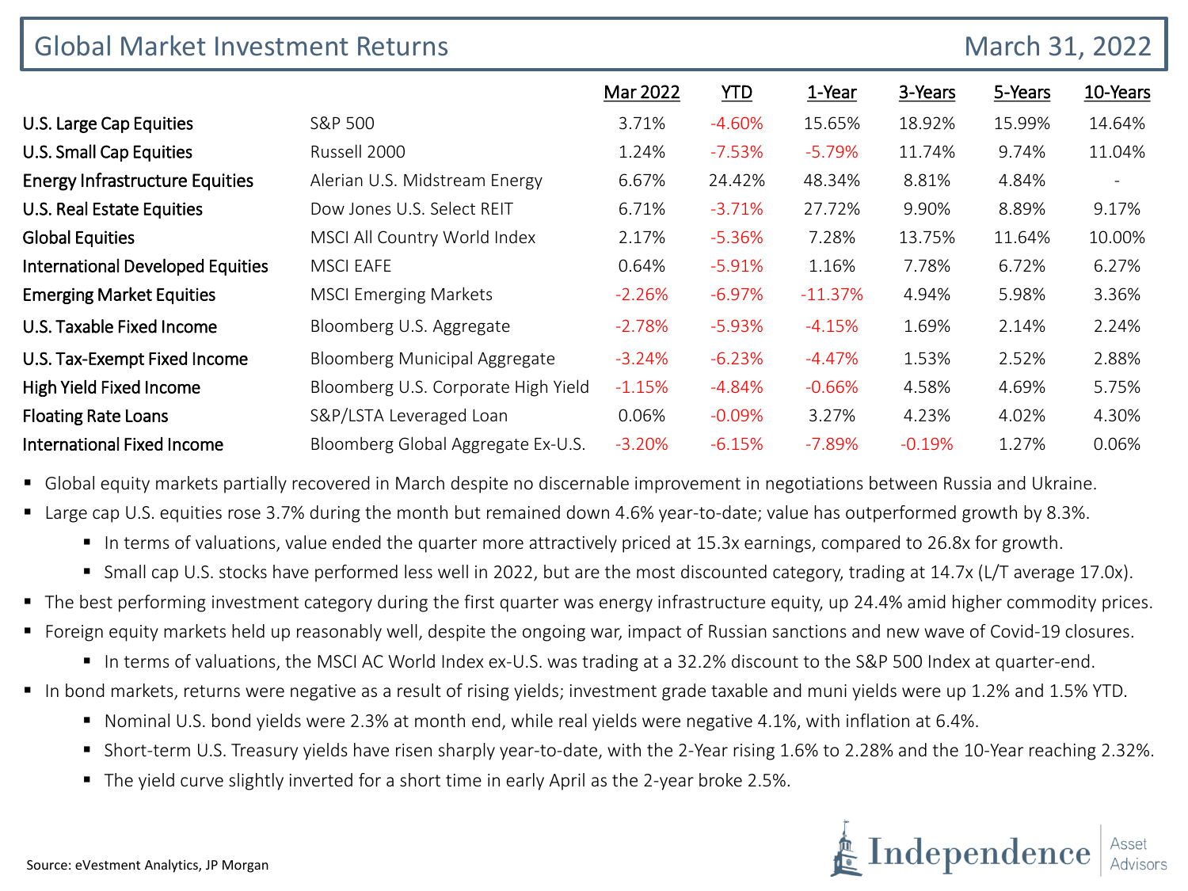# Global Market Investment Returns

March 31, 2022

| | | Mar 2022 | YTD | 1-Year | 3-Years | 5-Years | 10-Years |
|---|---|---|---|---|---|---|---|
| **U.S. Large Cap Equities** | S&P 500 | 3.71% | -4.60% | 15.65% | 18.92% | 15.99% | 14.64% |
| **U.S. Small Cap Equities** | Russell 2000 | 1.24% | -7.53% | -5.79% | 11.74% | 9.74% | 11.04% |
| **Energy Infrastructure Equities** | Alerian U.S. Midstream Energy | 6.67% | 24.42% | 48.34% | 8.81% | 4.84% | - |
| **U.S. Real Estate Equities** | Dow Jones U.S. Select REIT | 6.71% | -3.71% | 27.72% | 9.90% | 8.89% | 9.17% |
| **Global Equities** | MSCI All Country World Index | 2.17% | -5.36% | 7.28% | 13.75% | 11.64% | 10.00% |
| **International Developed Equities** | MSCI EAFE | 0.64% | -5.91% | 1.16% | 7.78% | 6.72% | 6.27% |
| **Emerging Market Equities** | MSCI Emerging Markets | -2.26% | -6.97% | -11.37% | 4.94% | 5.98% | 3.36% |
| **U.S. Taxable Fixed Income** | Bloomberg U.S. Aggregate | -2.78% | -5.93% | -4.15% | 1.69% | 2.14% | 2.24% |
| **U.S. Tax-Exempt Fixed Income** | Bloomberg Municipal Aggregate | -3.24% | -6.23% | -4.47% | 1.53% | 2.52% | 2.88% |
| **High Yield Fixed Income** | Bloomberg U.S. Corporate High Yield | -1.15% | -4.84% | -0.66% | 4.58% | 4.69% | 5.75% |
| **Floating Rate Loans** | S&P/LSTA Leveraged Loan | 0.06% | -0.09% | 3.27% | 4.23% | 4.02% | 4.30% |
| **International Fixed Income** | Bloomberg Global Aggregate Ex-U.S. | -3.20% | -6.15% | -7.89% | -0.19% | 1.27% | 0.06% |

- Global equity markets partially recovered in March despite no discernable improvement in negotiations between Russia and Ukraine.
- Large cap U.S. equities rose 3.7% during the month but remained down 4.6% year-to-date; value has outperformed growth by 8.3%.
  - In terms of valuations, value ended the quarter more attractively priced at 15.3x earnings, compared to 26.8x for growth.
  - Small cap U.S. stocks have performed less well in 2022, but are the most discounted category, trading at 14.7x (L/T average 17.0x).
- The best performing investment category during the first quarter was energy infrastructure equity, up 24.4% amid higher commodity prices.
- Foreign equity markets held up reasonably well, despite the ongoing war, impact of Russian sanctions and new wave of Covid-19 closures.
  - In terms of valuations, the MSCI AC World Index ex-U.S. was trading at a 32.2% discount to the S&P 500 Index at quarter-end.
- In bond markets, returns were negative as a result of rising yields; investment grade taxable and muni yields were up 1.2% and 1.5% YTD.
  - Nominal U.S. bond yields were 2.3% at month end, while real yields were negative 4.1%, with inflation at 6.4%.
  - Short-term U.S. Treasury yields have risen sharply year-to-date, with the 2-Year rising 1.6% to 2.28% and the 10-Year reaching 2.32%.
  - The yield curve slightly inverted for a short time in early April as the 2-year broke 2.5%.

Source: eVestment Analytics, JP Morgan

Independence Asset Advisors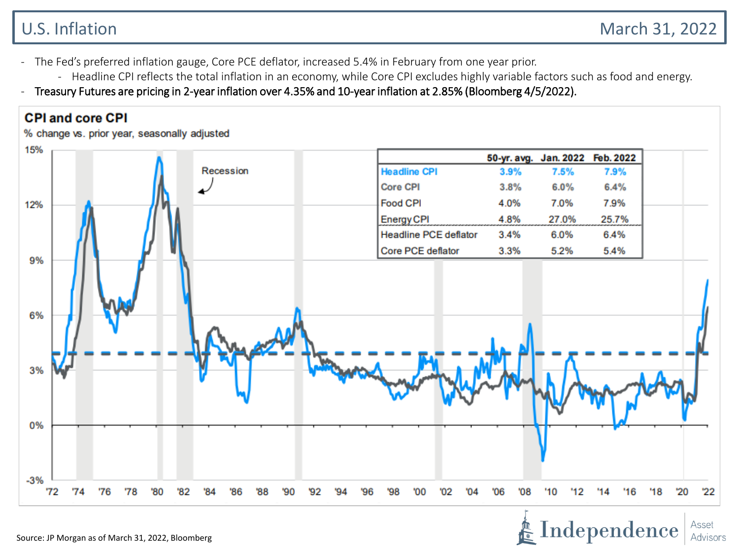# U.S. Inflation

March 31, 2022

- The Fed's preferred inflation gauge, Core PCE deflator, increased 5.4% in February from one year prior.
  - Headline CPI reflects the total inflation in an economy, while Core CPI excludes highly variable factors such as food and energy.
- Treasury Futures are pricing in 2-year inflation over 4.35% and 10-year inflation at 2.85% (Bloomberg 4/5/2022).

## CPI and core CPI

% change vs. prior year, seasonally adjusted

| | 50-yr. avg. | Jan. 2022 | Feb. 2022 |
|---|---|---|---|
| Headline CPI | 3.9% | 7.5% | 7.9% |
| Core CPI | 3.8% | 6.0% | 6.4% |
| Food CPI | 4.0% | 7.0% | 7.9% |
| Energy CPI | 4.8% | 27.0% | 25.7% |
| Headline PCE deflator | 3.4% | 6.0% | 6.4% |
| Core PCE deflator | 3.3% | 5.2% | 5.4% |

Source: JP Morgan as of March 31, 2022, Bloomberg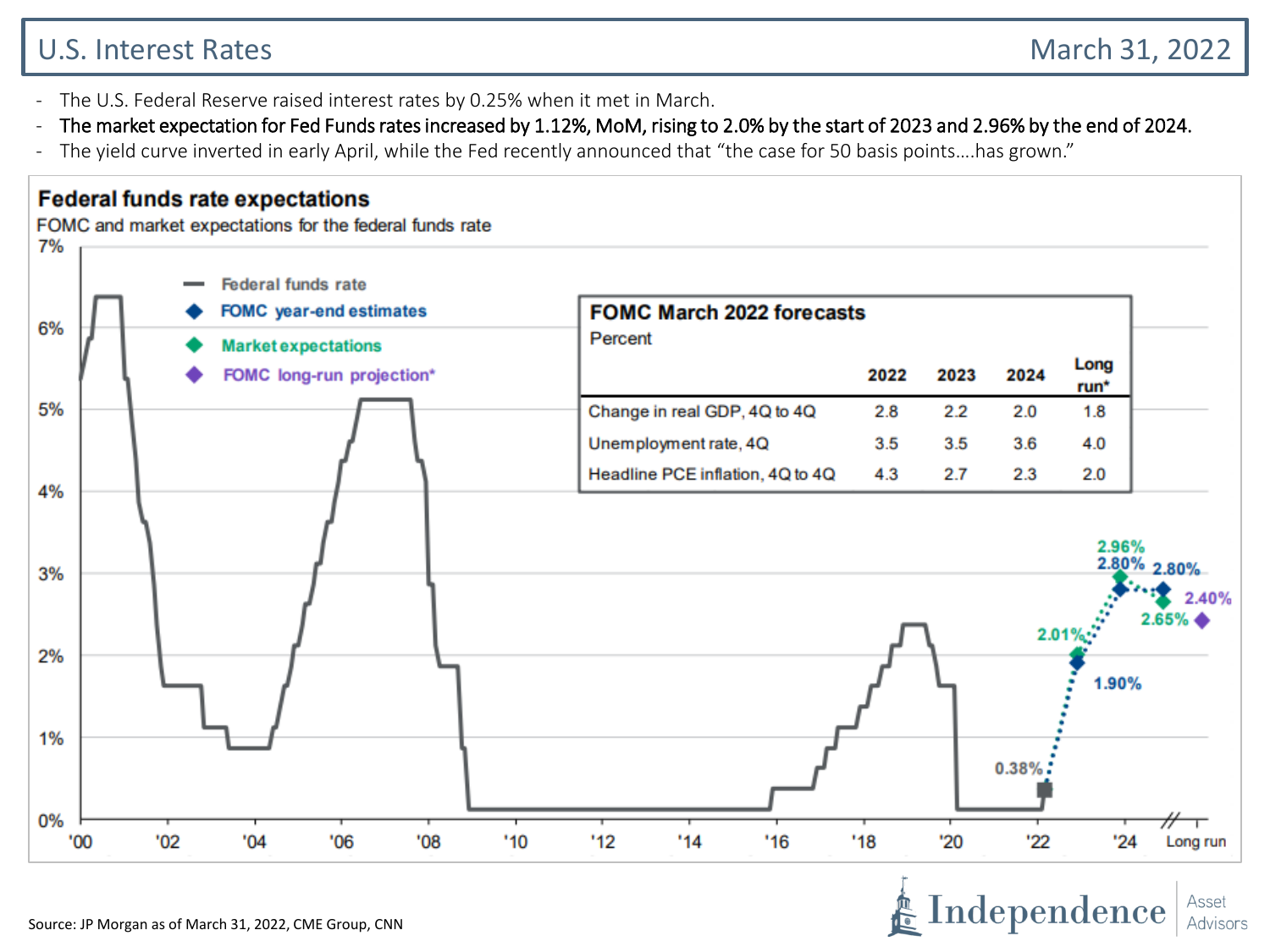# U.S. Interest Rates

March 31, 2022

- The U.S. Federal Reserve raised interest rates by 0.25% when it met in March.
- **The market expectation for Fed Funds rates increased by 1.12%, MoM, rising to 2.0% by the start of 2023 and 2.96% by the end of 2024.**
- The yield curve inverted in early April, while the Fed recently announced that "the case for 50 basis points….has grown."

## Federal funds rate expectations

FOMC and market expectations for the federal funds rate

- Federal funds rate
- FOMC year-end estimates
- Market expectations
- FOMC long-run projection*

Chart labels: 0.38%; 2.01%; 1.90%; 2.96%; 2.80%; 2.80%; 2.65%; 2.40%

### FOMC March 2022 forecasts

Percent

| | 2022 | 2023 | 2024 | Long run* |
|---|---|---|---|---|
| Change in real GDP, 4Q to 4Q | 2.8 | 2.2 | 2.0 | 1.8 |
| Unemployment rate, 4Q | 3.5 | 3.5 | 3.6 | 4.0 |
| Headline PCE inflation, 4Q to 4Q | 4.3 | 2.7 | 2.3 | 2.0 |

Source: JP Morgan as of March 31, 2022, CME Group, CNN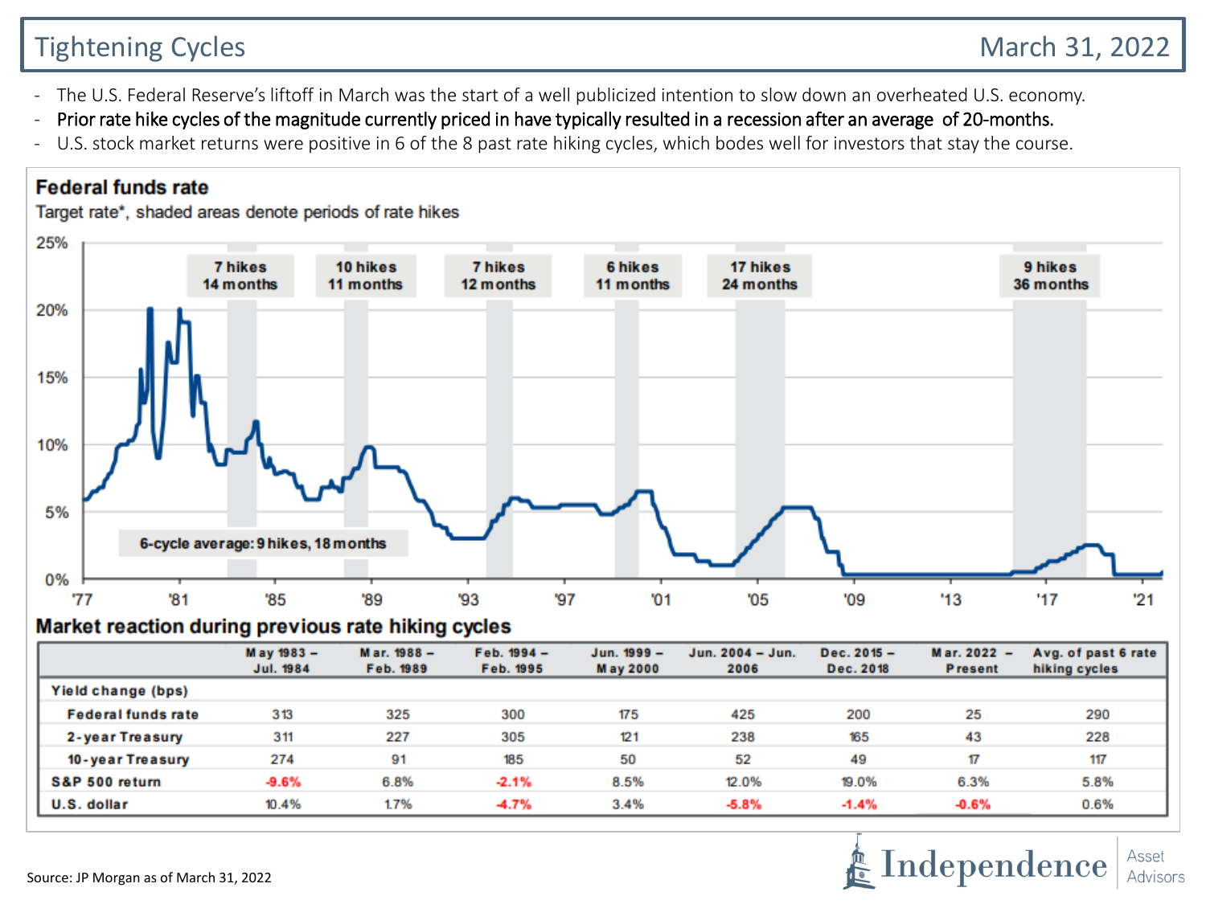# Tightening Cycles

March 31, 2022

- The U.S. Federal Reserve's liftoff in March was the start of a well publicized intention to slow down an overheated U.S. economy.
- **Prior rate hike cycles of the magnitude currently priced in have typically resulted in a recession after an average of 20-months.**
- U.S. stock market returns were positive in 6 of the 8 past rate hiking cycles, which bodes well for investors that stay the course.

**Federal funds rate**

Target rate*, shaded areas denote periods of rate hikes

7 hikes 14 months | 10 hikes 11 months | 7 hikes 12 months | 6 hikes 11 months | 17 hikes 24 months | 9 hikes 36 months

6-cycle average: 9 hikes, 18 months

**Market reaction during previous rate hiking cycles**

| | May 1983 – Jul. 1984 | Mar. 1988 – Feb. 1989 | Feb. 1994 – Feb. 1995 | Jun. 1999 – May 2000 | Jun. 2004 – Jun. 2006 | Dec. 2015 – Dec. 2018 | Mar. 2022 – Present | Avg. of past 6 rate hiking cycles |
|---|---|---|---|---|---|---|---|---|
| **Yield change (bps)** | | | | | | | | |
| Federal funds rate | 313 | 325 | 300 | 175 | 425 | 200 | 25 | 290 |
| 2-year Treasury | 311 | 227 | 305 | 121 | 238 | 165 | 43 | 228 |
| 10-year Treasury | 274 | 91 | 185 | 50 | 52 | 49 | 17 | 117 |
| **S&P 500 return** | -9.6% | 6.8% | -2.1% | 8.5% | 12.0% | 19.0% | 6.3% | 5.8% |
| **U.S. dollar** | 10.4% | 1.7% | -4.7% | 3.4% | -5.8% | -1.4% | -0.6% | 0.6% |

Source: JP Morgan as of March 31, 2022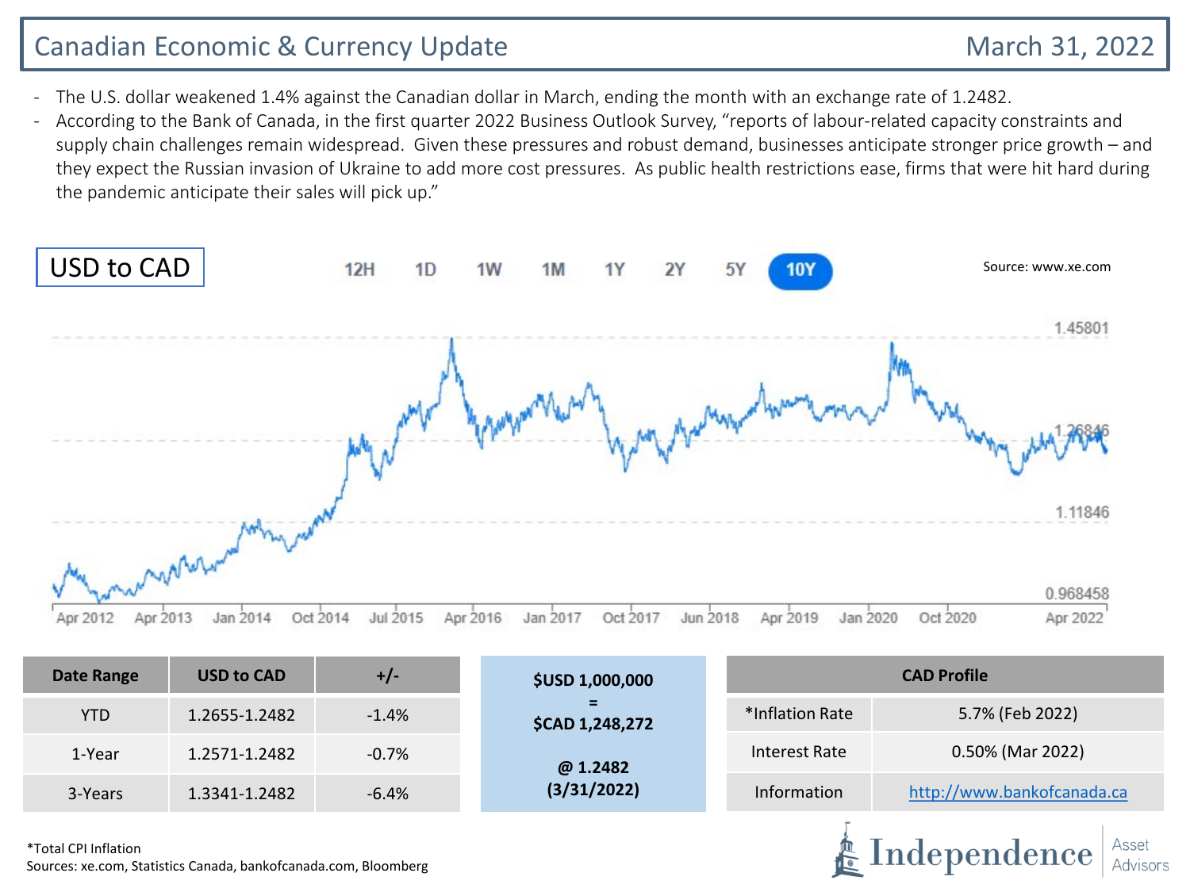# Canadian Economic & Currency Update

March 31, 2022

- The U.S. dollar weakened 1.4% against the Canadian dollar in March, ending the month with an exchange rate of 1.2482.
- According to the Bank of Canada, in the first quarter 2022 Business Outlook Survey, "reports of labour-related capacity constraints and supply chain challenges remain widespread. Given these pressures and robust demand, businesses anticipate stronger price growth – and they expect the Russian invasion of Ukraine to add more cost pressures. As public health restrictions ease, firms that were hit hard during the pandemic anticipate their sales will pick up."

## USD to CAD

Source: www.xe.com

12H 1D 1W 1M 1Y 2Y 5Y 10Y

1.45801
1.26846
1.11846
0.968458

Apr 2012 Apr 2013 Jan 2014 Oct 2014 Jul 2015 Apr 2016 Jan 2017 Oct 2017 Jun 2018 Apr 2019 Jan 2020 Oct 2020 Apr 2022

| Date Range | USD to CAD | +/- |
|---|---|---|
| YTD | 1.2655-1.2482 | -1.4% |
| 1-Year | 1.2571-1.2482 | -0.7% |
| 3-Years | 1.3341-1.2482 | -6.4% |

**$USD 1,000,000**
**=**
**$CAD 1,248,272**

**@ 1.2482**
**(3/31/2022)**

| CAD Profile | |
|---|---|
| *Inflation Rate | 5.7% (Feb 2022) |
| Interest Rate | 0.50% (Mar 2022) |
| Information | http://www.bankofcanada.ca |

*Total CPI Inflation
Sources: xe.com, Statistics Canada, bankofcanada.com, Bloomberg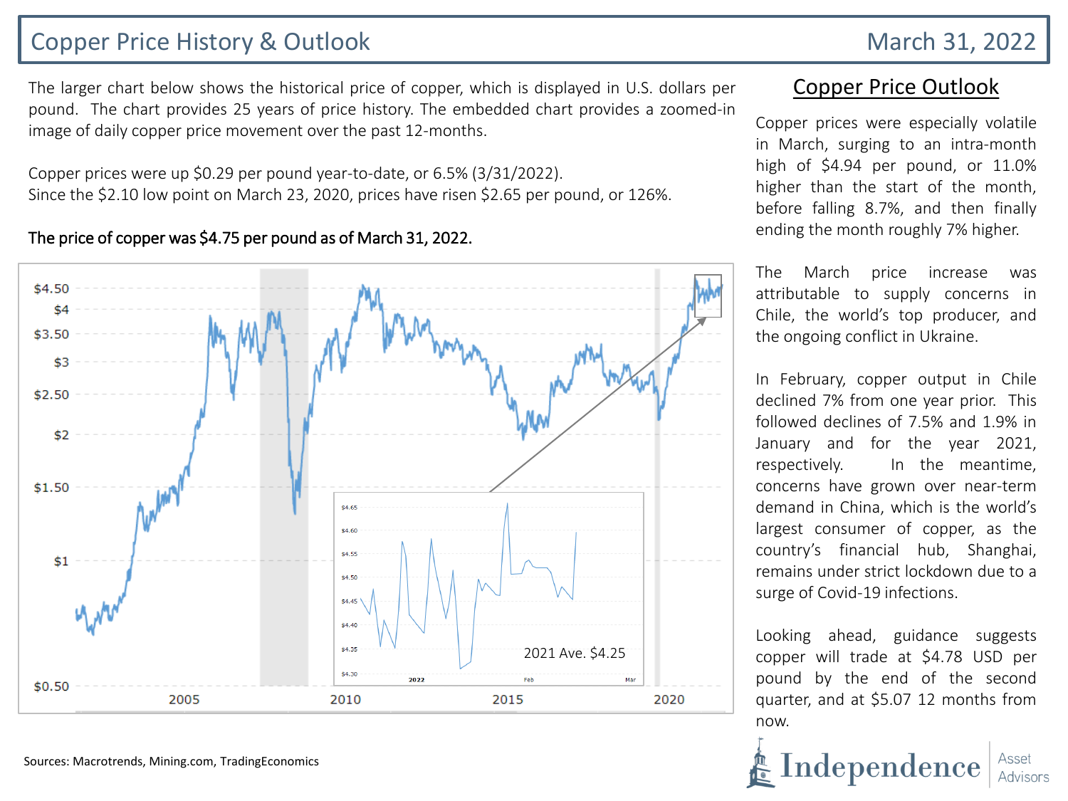# Copper Price History & Outlook

March 31, 2022

The larger chart below shows the historical price of copper, which is displayed in U.S. dollars per pound. The chart provides 25 years of price history. The embedded chart provides a zoomed-in image of daily copper price movement over the past 12-months.

Copper prices were up $0.29 per pound year-to-date, or 6.5% (3/31/2022).
Since the $2.10 low point on March 23, 2020, prices have risen $2.65 per pound, or 126%.

**The price of copper was $4.75 per pound as of March 31, 2022.**

2021 Ave. $4.25

## Copper Price Outlook

Copper prices were especially volatile in March, surging to an intra-month high of $4.94 per pound, or 11.0% higher than the start of the month, before falling 8.7%, and then finally ending the month roughly 7% higher.

The March price increase was attributable to supply concerns in Chile, the world's top producer, and the ongoing conflict in Ukraine.

In February, copper output in Chile declined 7% from one year prior. This followed declines of 7.5% and 1.9% in January and for the year 2021, respectively. In the meantime, concerns have grown over near-term demand in China, which is the world's largest consumer of copper, as the country's financial hub, Shanghai, remains under strict lockdown due to a surge of Covid-19 infections.

Looking ahead, guidance suggests copper will trade at $4.78 USD per pound by the end of the second quarter, and at $5.07 12 months from now.

Sources: Macrotrends, Mining.com, TradingEconomics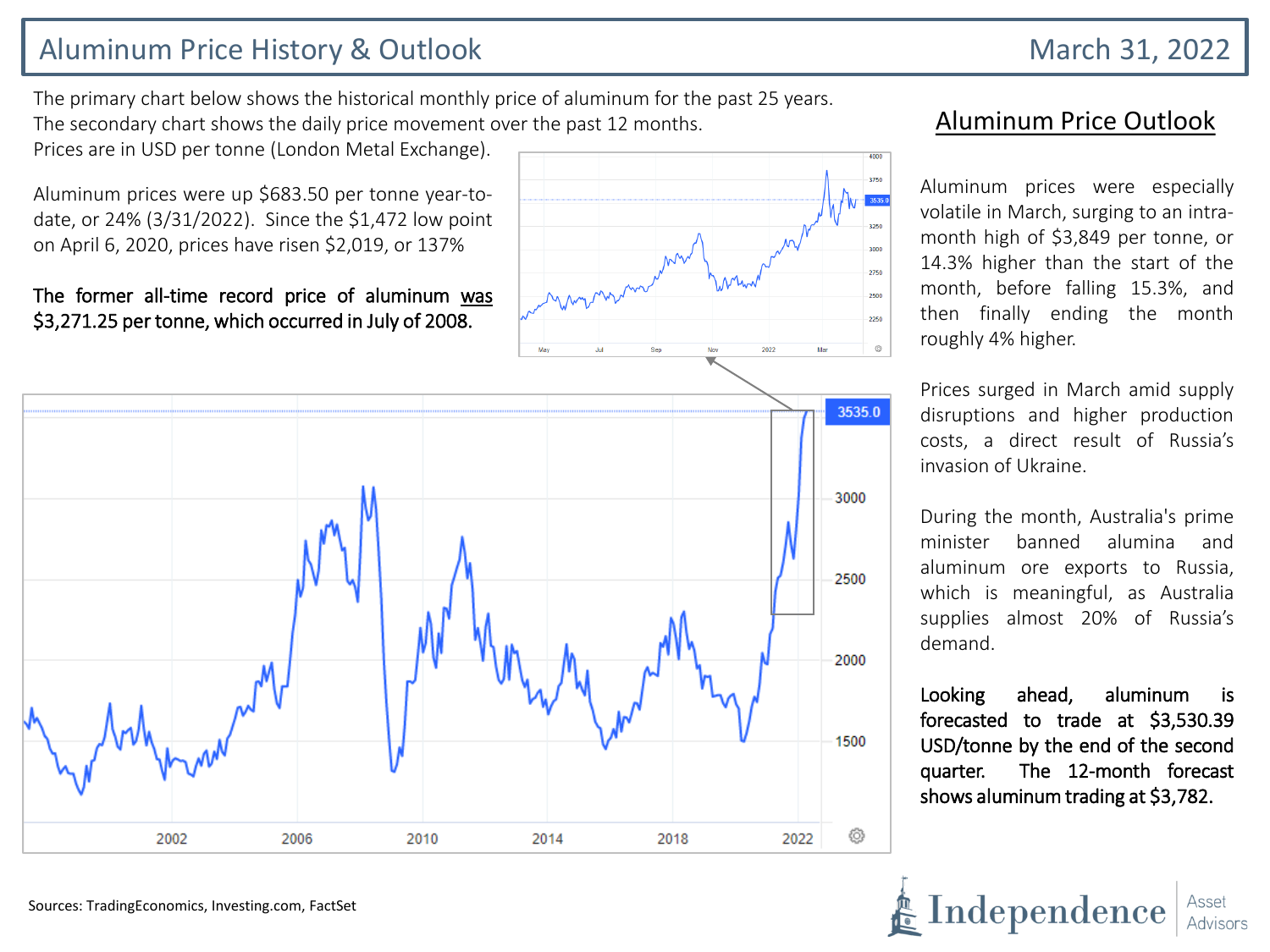# Aluminum Price History & Outlook

March 31, 2022

The primary chart below shows the historical monthly price of aluminum for the past 25 years. The secondary chart shows the daily price movement over the past 12 months. Prices are in USD per tonne (London Metal Exchange).

Aluminum prices were up $683.50 per tonne year-to-date, or 24% (3/31/2022). Since the $1,472 low point on April 6, 2020, prices have risen $2,019, or 137%

**The former all-time record price of aluminum was $3,271.25 per tonne, which occurred in July of 2008.**

## Aluminum Price Outlook

Aluminum prices were especially volatile in March, surging to an intra-month high of $3,849 per tonne, or 14.3% higher than the start of the month, before falling 15.3%, and then finally ending the month roughly 4% higher.

Prices surged in March amid supply disruptions and higher production costs, a direct result of Russia's invasion of Ukraine.

During the month, Australia's prime minister banned alumina and aluminum ore exports to Russia, which is meaningful, as Australia supplies almost 20% of Russia's demand.

**Looking ahead, aluminum is forecasted to trade at $3,530.39 USD/tonne by the end of the second quarter. The 12-month forecast shows aluminum trading at $3,782.**

Sources: TradingEconomics, Investing.com, FactSet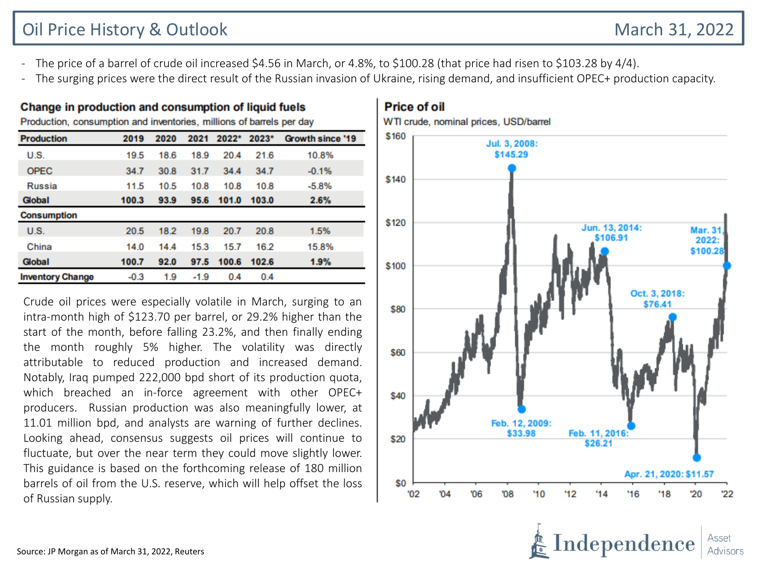# Oil Price History & Outlook

March 31, 2022

- The price of a barrel of crude oil increased $4.56 in March, or 4.8%, to $100.28 (that price had risen to $103.28 by 4/4).
- The surging prices were the direct result of the Russian invasion of Ukraine, rising demand, and insufficient OPEC+ production capacity.

**Change in production and consumption of liquid fuels**

Production, consumption and inventories, millions of barrels per day

| Production | 2019 | 2020 | 2021 | 2022* | 2023* | Growth since '19 |
|---|---|---|---|---|---|---|
| U.S. | 19.5 | 18.6 | 18.9 | 20.4 | 21.6 | 10.8% |
| OPEC | 34.7 | 30.8 | 31.7 | 34.4 | 34.7 | -0.1% |
| Russia | 11.5 | 10.5 | 10.8 | 10.8 | 10.8 | -5.8% |
| **Global** | **100.3** | **93.9** | **95.6** | **101.0** | **103.0** | **2.6%** |
| **Consumption** | | | | | | |
| U.S. | 20.5 | 18.2 | 19.8 | 20.7 | 20.8 | 1.5% |
| China | 14.0 | 14.4 | 15.3 | 15.7 | 16.2 | 15.8% |
| **Global** | **100.7** | **92.0** | **97.5** | **100.6** | **102.6** | **1.9%** |
| **Inventory Change** | -0.3 | 1.9 | -1.9 | 0.4 | 0.4 | |

Crude oil prices were especially volatile in March, surging to an intra-month high of $123.70 per barrel, or 29.2% higher than the start of the month, before falling 23.2%, and then finally ending the month roughly 5% higher. The volatility was directly attributable to reduced production and increased demand. Notably, Iraq pumped 222,000 bpd short of its production quota, which breached an in-force agreement with other OPEC+ producers. Russian production was also meaningfully lower, at 11.01 million bpd, and analysts are warning of further declines. Looking ahead, consensus suggests oil prices will continue to fluctuate, but over the near term they could move slightly lower. This guidance is based on the forthcoming release of 180 million barrels of oil from the U.S. reserve, which will help offset the loss of Russian supply.

**Price of oil**

WTI crude, nominal prices, USD/barrel

Jul. 3, 2008: $145.29
Feb. 12, 2009: $33.98
Jun. 13, 2014: $106.91
Feb. 11, 2016: $26.21
Oct. 3, 2018: $76.41
Apr. 21, 2020: $11.57
Mar. 31, 2022: $100.28

$0, $20, $40, $60, $80, $100, $120, $140, $160

'02, '04, '06, '08, '10, '12, '14, '16, '18, '20, '22

Source: JP Morgan as of March 31, 2022, Reuters

Independence Asset Advisors